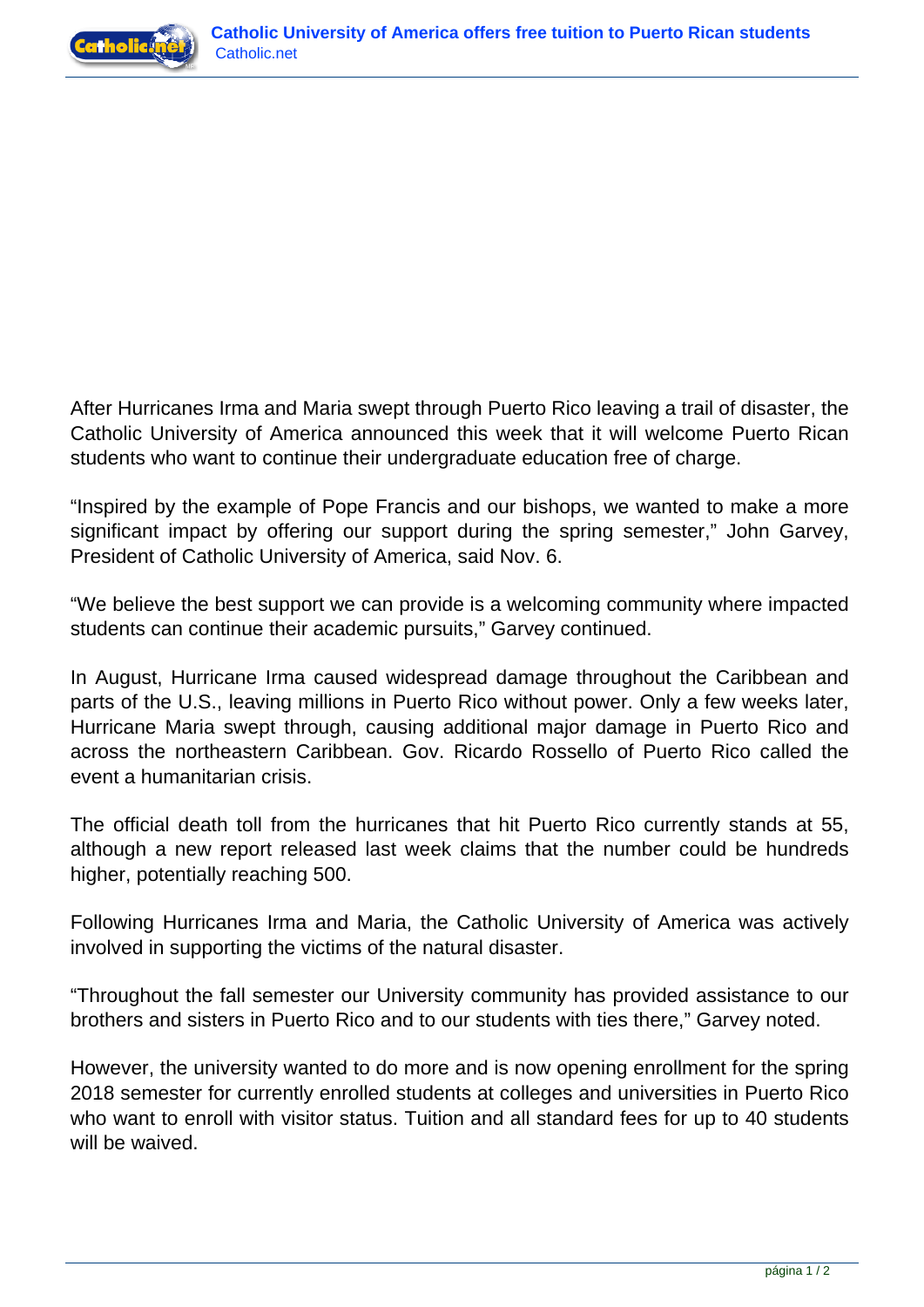After Hurricanes Irma and Maria swept through Puerto Rico leaving a trail of disaster, the Catholic University of America announced this week that it will welcome Puerto Rican students who want to continue their undergraduate education free of charge.

“Inspired by the example of Pope Francis and our bishops, we wanted to make a more significant impact by offering our support during the spring semester,” John Garvey, President of Catholic University of America, said Nov. 6.

“We believe the best support we can provide is a welcoming community where impacted students can continue their academic pursuits,” Garvey continued.

In August, Hurricane Irma caused widespread damage throughout the Caribbean and parts of the U.S., leaving millions in Puerto Rico without power. Only a few weeks later, Hurricane Maria swept through, causing additional major damage in Puerto Rico and across the northeastern Caribbean. Gov. Ricardo Rossello of Puerto Rico called the event a humanitarian crisis.

The official death toll from the hurricanes that hit Puerto Rico currently stands at 55, although a new report released last week claims that the number could be hundreds higher, potentially reaching 500.

Following Hurricanes Irma and Maria, the Catholic University of America was actively involved in supporting the victims of the natural disaster.

“Throughout the fall semester our University community has provided assistance to our brothers and sisters in Puerto Rico and to our students with ties there,” Garvey noted.

However, the university wanted to do more and is now opening enrollment for the spring 2018 semester for currently enrolled students at colleges and universities in Puerto Rico who want to enroll with visitor status. Tuition and all standard fees for up to 40 students will be waived.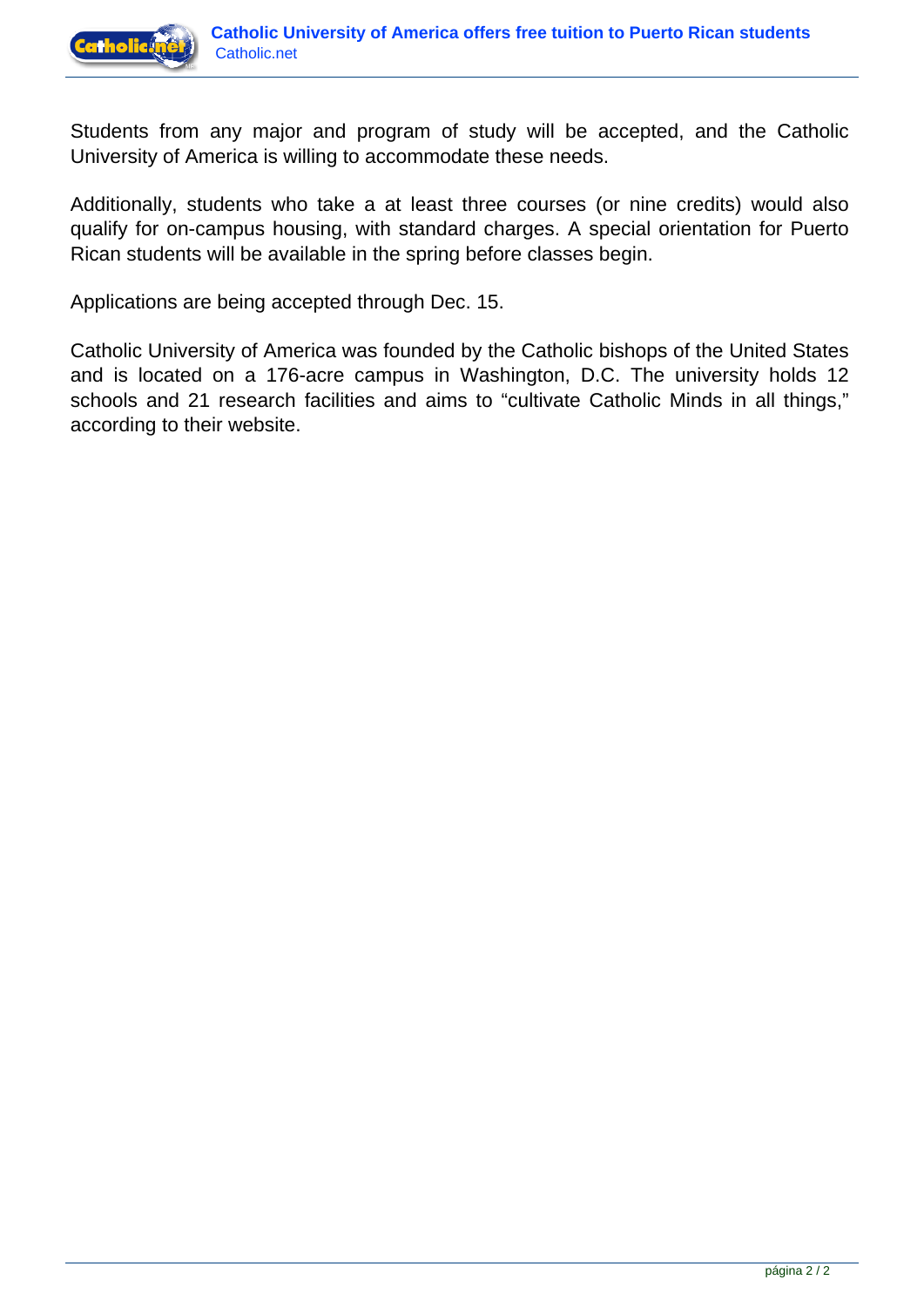Students from any major and program of study will be accepted, and the Catholic University of America is willing to accommodate these needs.

Additionally, students who take a at least three courses (or nine credits) would also qualify for on-campus housing, with standard charges. A special orientation for Puerto Rican students will be available in the spring before classes begin.

Applications are being accepted through Dec. 15.

Catholic University of America was founded by the Catholic bishops of the United States and is located on a 176-acre campus in Washington, D.C. The university holds 12 schools and 21 research facilities and aims to “cultivate Catholic Minds in all things,” according to their website.